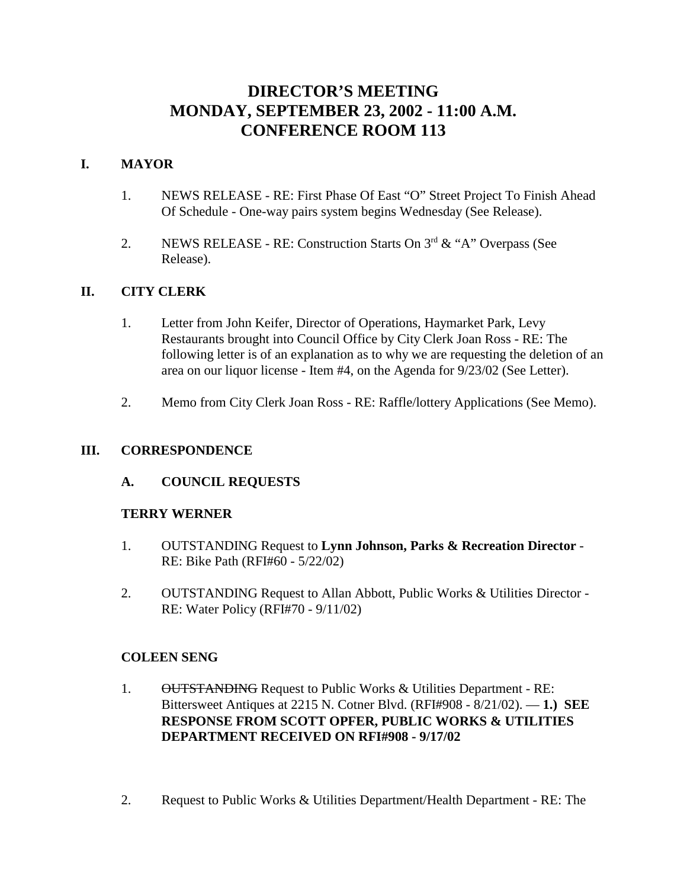# DIRECTOR'S MEETING
# MONDAY, SEPTEMBER 23, 2002 - 11:00 A.M.
# CONFERENCE ROOM 113

## I. MAYOR

1. NEWS RELEASE - RE: First Phase Of East "O" Street Project To Finish Ahead Of Schedule - One-way pairs system begins Wednesday (See Release).

2. NEWS RELEASE - RE: Construction Starts On 3rd & "A" Overpass (See Release).

## II. CITY CLERK

1. Letter from John Keifer, Director of Operations, Haymarket Park, Levy Restaurants brought into Council Office by City Clerk Joan Ross - RE: The following letter is of an explanation as to why we are requesting the deletion of an area on our liquor license - Item #4, on the Agenda for 9/23/02 (See Letter).

2. Memo from City Clerk Joan Ross - RE: Raffle/lottery Applications (See Memo).

## III. CORRESPONDENCE

### A. COUNCIL REQUESTS

**TERRY WERNER**

1. OUTSTANDING Request to **Lynn Johnson, Parks & Recreation Director** - RE: Bike Path (RFI#60 - 5/22/02)

2. OUTSTANDING Request to Allan Abbott, Public Works & Utilities Director - RE: Water Policy (RFI#70 - 9/11/02)

**COLEEN SENG**

1. ~~OUTSTANDING~~ Request to Public Works & Utilities Department - RE: Bittersweet Antiques at 2215 N. Cotner Blvd. (RFI#908 - 8/21/02). — **1.) SEE RESPONSE FROM SCOTT OPFER, PUBLIC WORKS & UTILITIES DEPARTMENT RECEIVED ON RFI#908 - 9/17/02**

2. Request to Public Works & Utilities Department/Health Department - RE: The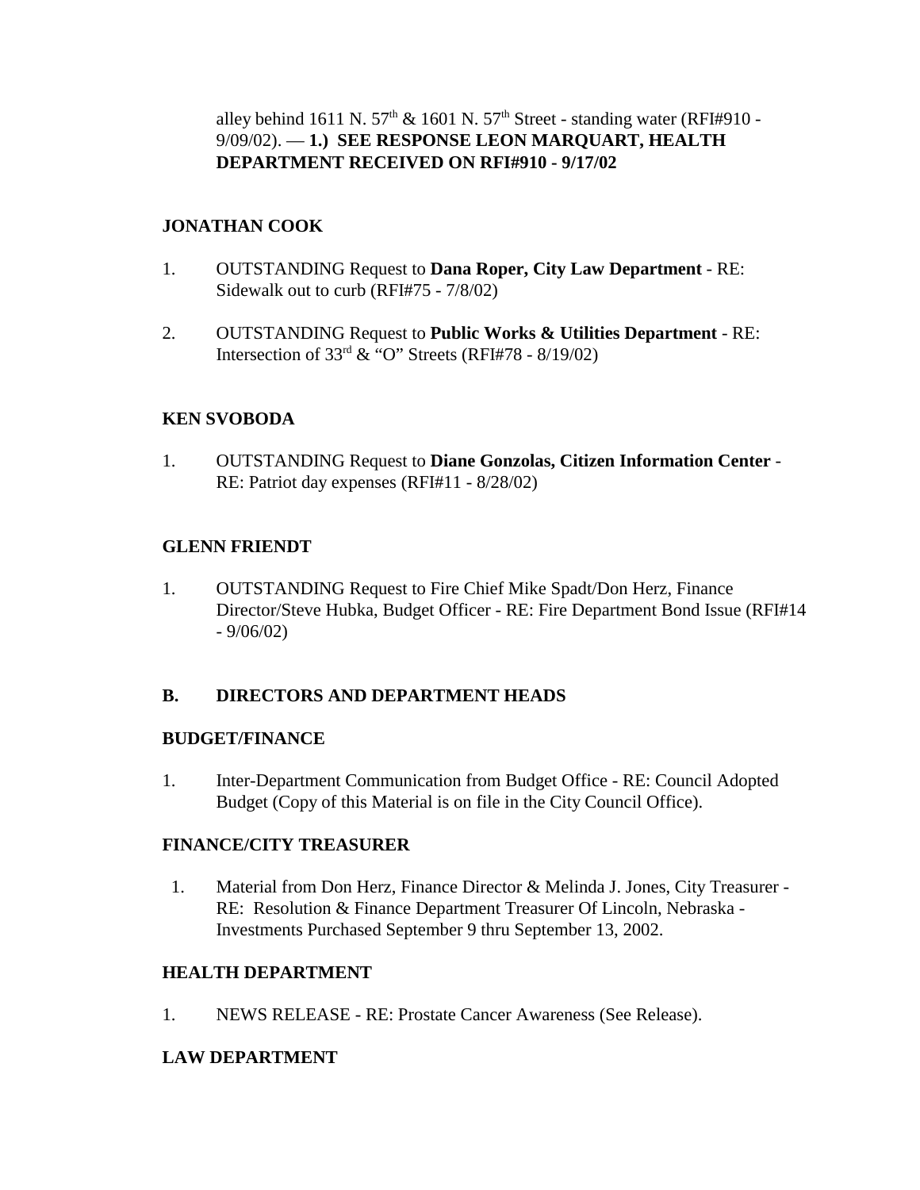alley behind 1611 N. 57th & 1601 N. 57th Street - standing water (RFI#910 - 9/09/02). — **1.) SEE RESPONSE LEON MARQUART, HEALTH DEPARTMENT RECEIVED ON RFI#910 - 9/17/02**

**JONATHAN COOK**

1. OUTSTANDING Request to **Dana Roper, City Law Department** - RE: Sidewalk out to curb (RFI#75 - 7/8/02)

2. OUTSTANDING Request to **Public Works & Utilities Department** - RE: Intersection of 33rd & "O" Streets (RFI#78 - 8/19/02)

**KEN SVOBODA**

1. OUTSTANDING Request to **Diane Gonzolas, Citizen Information Center** - RE: Patriot day expenses (RFI#11 - 8/28/02)

**GLENN FRIENDT**

1. OUTSTANDING Request to Fire Chief Mike Spadt/Don Herz, Finance Director/Steve Hubka, Budget Officer - RE: Fire Department Bond Issue (RFI#14 - 9/06/02)

**B. DIRECTORS AND DEPARTMENT HEADS**

**BUDGET/FINANCE**

1. Inter-Department Communication from Budget Office - RE: Council Adopted Budget (Copy of this Material is on file in the City Council Office).

**FINANCE/CITY TREASURER**

1. Material from Don Herz, Finance Director & Melinda J. Jones, City Treasurer - RE: Resolution & Finance Department Treasurer Of Lincoln, Nebraska - Investments Purchased September 9 thru September 13, 2002.

**HEALTH DEPARTMENT**

1. NEWS RELEASE - RE: Prostate Cancer Awareness (See Release).

**LAW DEPARTMENT**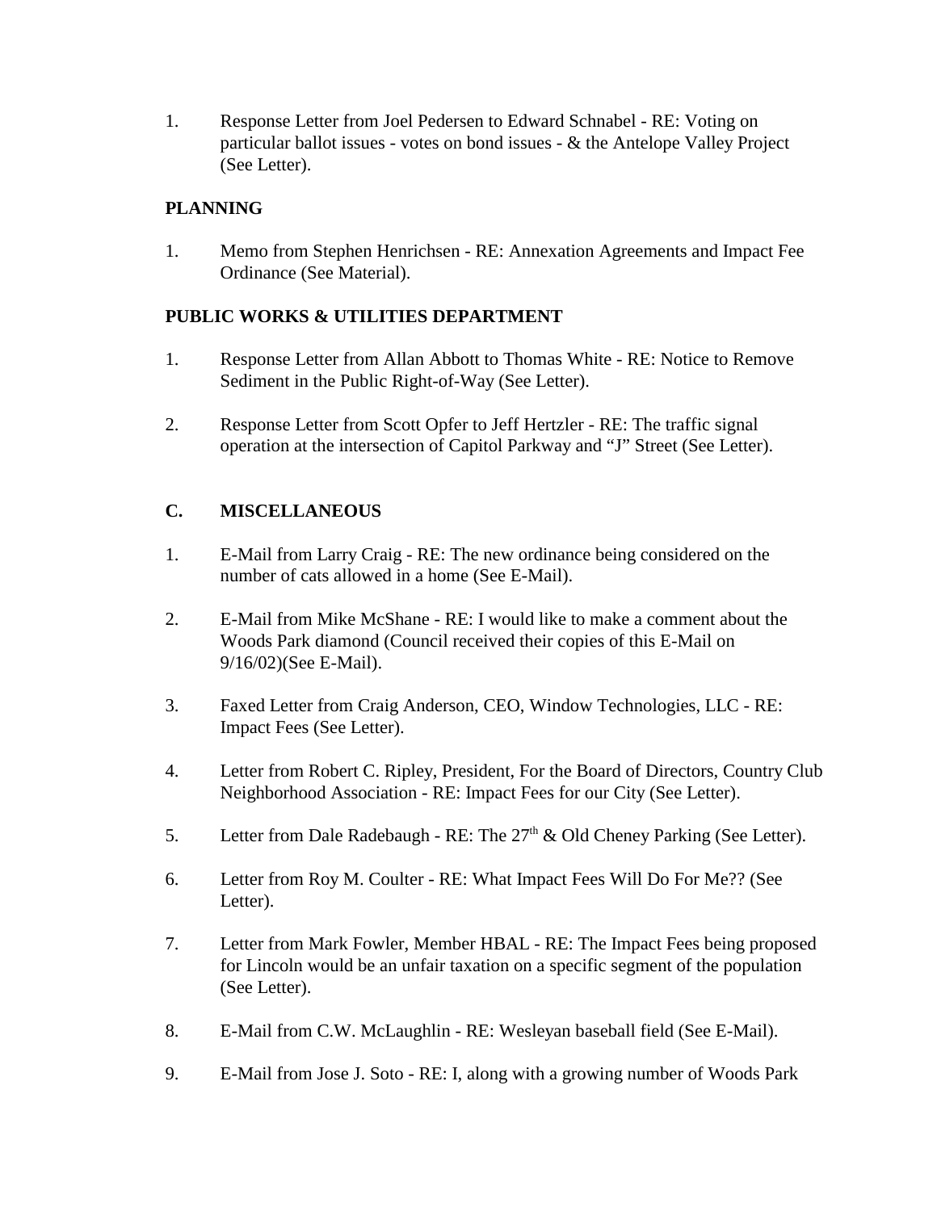1. Response Letter from Joel Pedersen to Edward Schnabel - RE: Voting on particular ballot issues - votes on bond issues - & the Antelope Valley Project (See Letter).

**PLANNING**

1. Memo from Stephen Henrichsen - RE: Annexation Agreements and Impact Fee Ordinance (See Material).

**PUBLIC WORKS & UTILITIES DEPARTMENT**

1. Response Letter from Allan Abbott to Thomas White - RE: Notice to Remove Sediment in the Public Right-of-Way (See Letter).

2. Response Letter from Scott Opfer to Jeff Hertzler - RE: The traffic signal operation at the intersection of Capitol Parkway and "J" Street (See Letter).

## C. MISCELLANEOUS

1. E-Mail from Larry Craig - RE: The new ordinance being considered on the number of cats allowed in a home (See E-Mail).

2. E-Mail from Mike McShane - RE: I would like to make a comment about the Woods Park diamond (Council received their copies of this E-Mail on 9/16/02)(See E-Mail).

3. Faxed Letter from Craig Anderson, CEO, Window Technologies, LLC - RE: Impact Fees (See Letter).

4. Letter from Robert C. Ripley, President, For the Board of Directors, Country Club Neighborhood Association - RE: Impact Fees for our City (See Letter).

5. Letter from Dale Radebaugh - RE: The 27th & Old Cheney Parking (See Letter).

6. Letter from Roy M. Coulter - RE: What Impact Fees Will Do For Me?? (See Letter).

7. Letter from Mark Fowler, Member HBAL - RE: The Impact Fees being proposed for Lincoln would be an unfair taxation on a specific segment of the population (See Letter).

8. E-Mail from C.W. McLaughlin - RE: Wesleyan baseball field (See E-Mail).

9. E-Mail from Jose J. Soto - RE: I, along with a growing number of Woods Park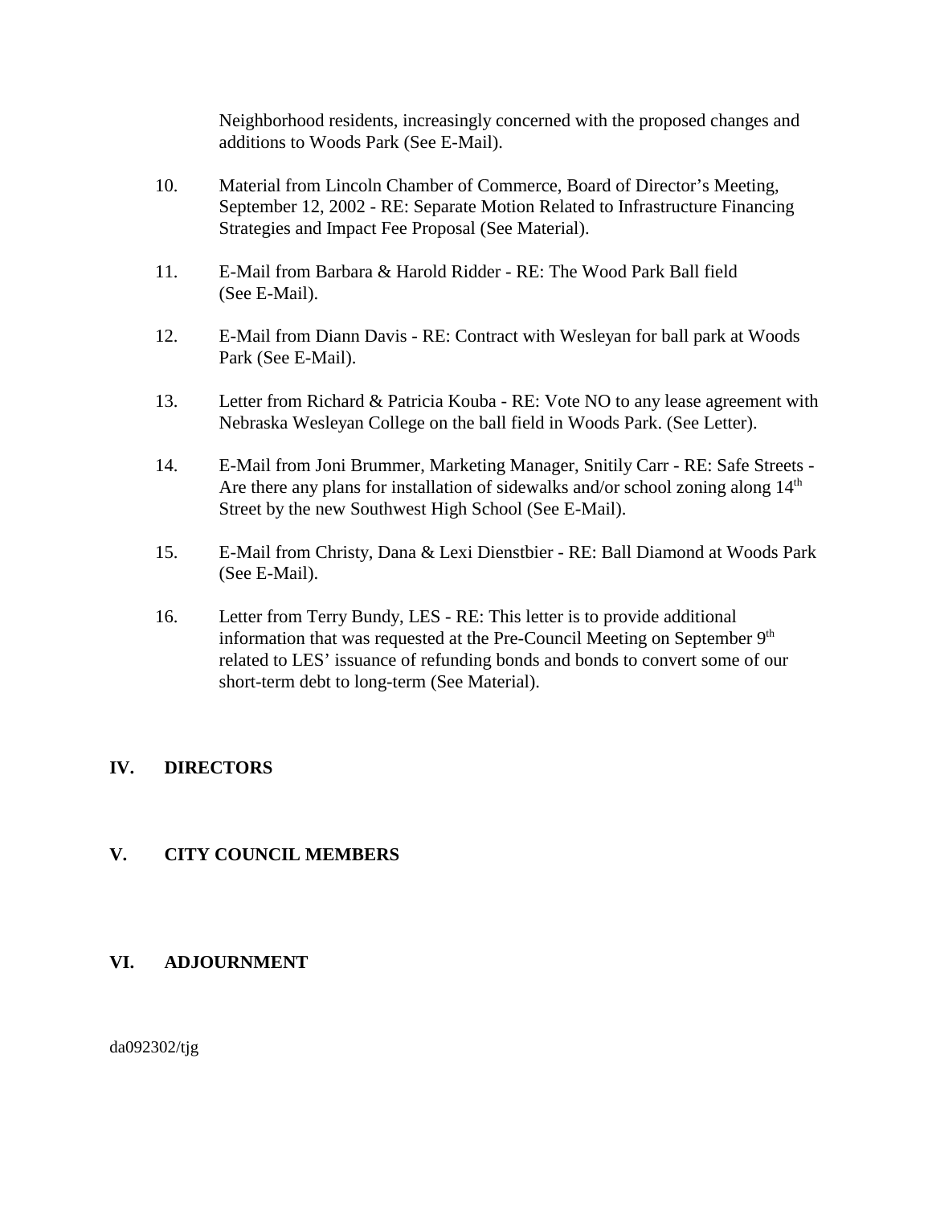Neighborhood residents, increasingly concerned with the proposed changes and additions to Woods Park (See E-Mail).

10. Material from Lincoln Chamber of Commerce, Board of Director's Meeting, September 12, 2002 - RE: Separate Motion Related to Infrastructure Financing Strategies and Impact Fee Proposal (See Material).

11. E-Mail from Barbara & Harold Ridder - RE: The Wood Park Ball field (See E-Mail).

12. E-Mail from Diann Davis - RE: Contract with Wesleyan for ball park at Woods Park (See E-Mail).

13. Letter from Richard & Patricia Kouba - RE: Vote NO to any lease agreement with Nebraska Wesleyan College on the ball field in Woods Park. (See Letter).

14. E-Mail from Joni Brummer, Marketing Manager, Snitily Carr - RE: Safe Streets - Are there any plans for installation of sidewalks and/or school zoning along 14th Street by the new Southwest High School (See E-Mail).

15. E-Mail from Christy, Dana & Lexi Dienstbier - RE: Ball Diamond at Woods Park (See E-Mail).

16. Letter from Terry Bundy, LES - RE: This letter is to provide additional information that was requested at the Pre-Council Meeting on September 9th related to LES' issuance of refunding bonds and bonds to convert some of our short-term debt to long-term (See Material).

## IV. DIRECTORS

## V. CITY COUNCIL MEMBERS

## VI. ADJOURNMENT

da092302/tjg